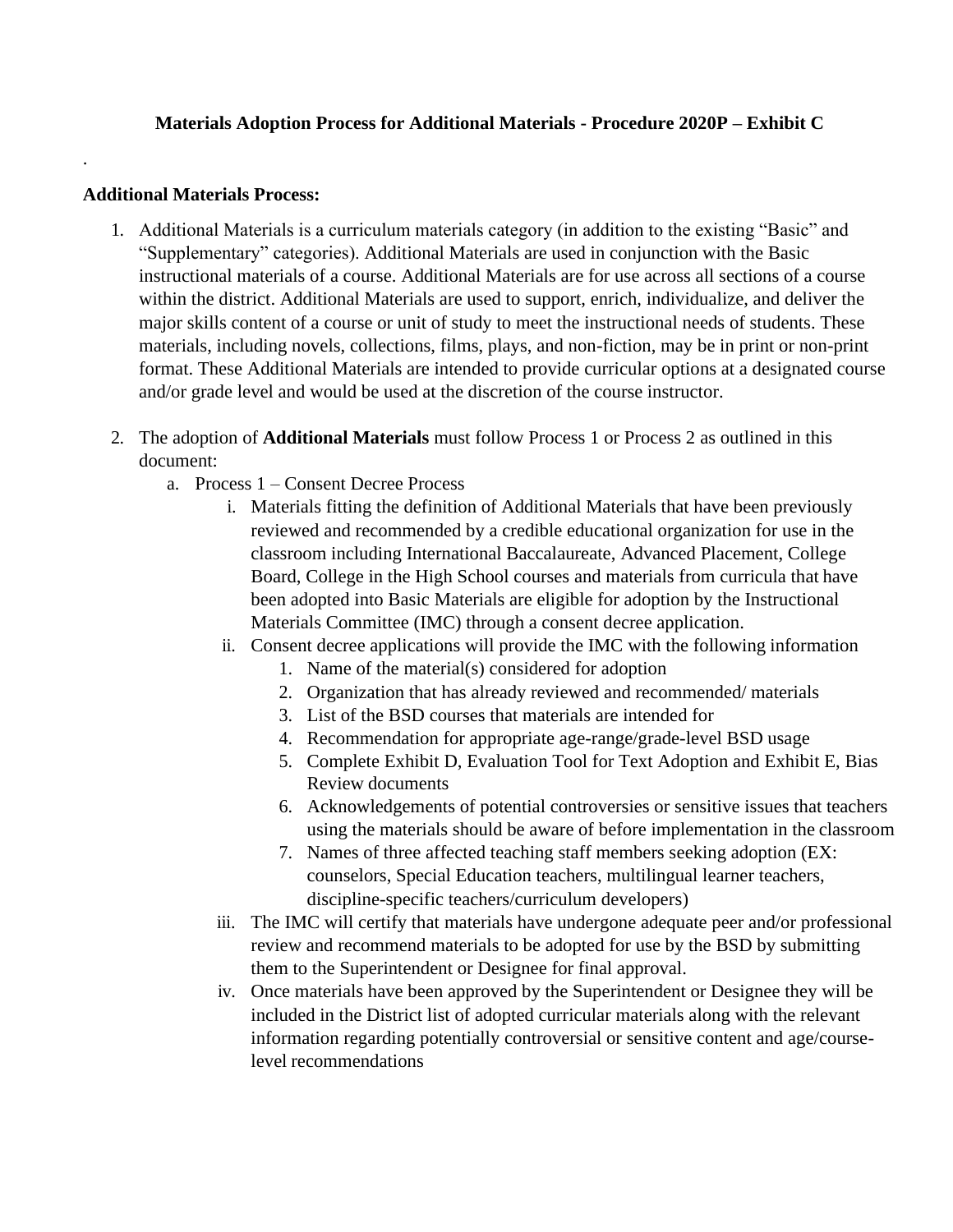**Materials Adoption Process for Additional Materials - Procedure 2020P – Exhibit C**

.

**Additional Materials Process:**

1. Additional Materials is a curriculum materials category (in addition to the existing "Basic" and "Supplementary" categories). Additional Materials are used in conjunction with the Basic instructional materials of a course. Additional Materials are for use across all sections of a course within the district. Additional Materials are used to support, enrich, individualize, and deliver the major skills content of a course or unit of study to meet the instructional needs of students. These materials, including novels, collections, films, plays, and non-fiction, may be in print or non-print format. These Additional Materials are intended to provide curricular options at a designated course and/or grade level and would be used at the discretion of the course instructor.

2. The adoption of **Additional Materials** must follow Process 1 or Process 2 as outlined in this document:
   a. Process 1 – Consent Decree Process
      i. Materials fitting the definition of Additional Materials that have been previously reviewed and recommended by a credible educational organization for use in the classroom including International Baccalaureate, Advanced Placement, College Board, College in the High School courses and materials from curricula that have been adopted into Basic Materials are eligible for adoption by the Instructional Materials Committee (IMC) through a consent decree application.
      ii. Consent decree applications will provide the IMC with the following information
         1. Name of the material(s) considered for adoption
         2. Organization that has already reviewed and recommended/ materials
         3. List of the BSD courses that materials are intended for
         4. Recommendation for appropriate age-range/grade-level BSD usage
         5. Complete Exhibit D, Evaluation Tool for Text Adoption and Exhibit E, Bias Review documents
         6. Acknowledgements of potential controversies or sensitive issues that teachers using the materials should be aware of before implementation in the classroom
         7. Names of three affected teaching staff members seeking adoption (EX: counselors, Special Education teachers, multilingual learner teachers, discipline-specific teachers/curriculum developers)
      iii. The IMC will certify that materials have undergone adequate peer and/or professional review and recommend materials to be adopted for use by the BSD by submitting them to the Superintendent or Designee for final approval.
      iv. Once materials have been approved by the Superintendent or Designee they will be included in the District list of adopted curricular materials along with the relevant information regarding potentially controversial or sensitive content and age/course-level recommendations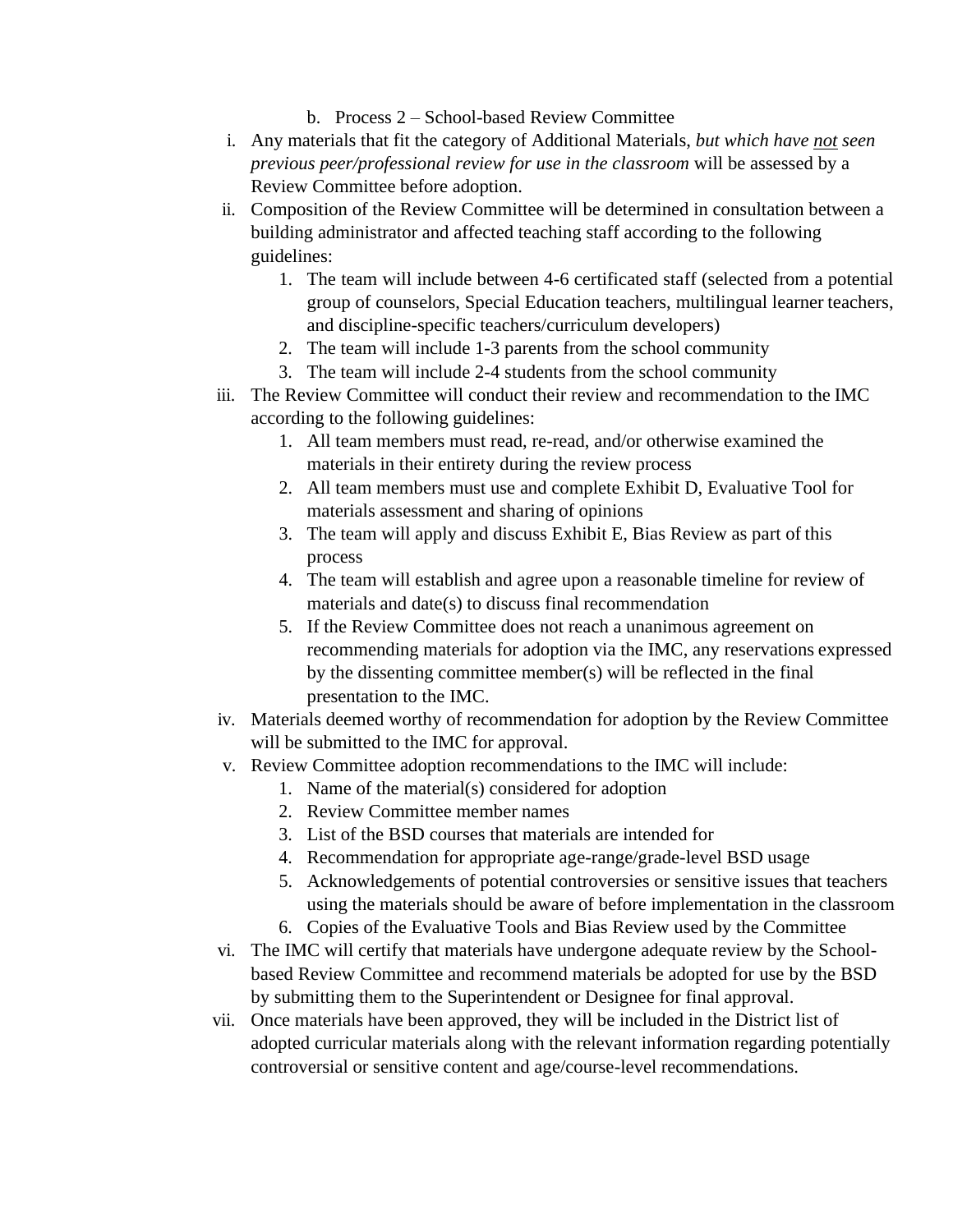b. Process 2 – School-based Review Committee

i. Any materials that fit the category of Additional Materials, *but which have* ***not*** *seen previous peer/professional review for use in the classroom* will be assessed by a Review Committee before adoption.

ii. Composition of the Review Committee will be determined in consultation between a building administrator and affected teaching staff according to the following guidelines:
   1. The team will include between 4-6 certificated staff (selected from a potential group of counselors, Special Education teachers, multilingual learner teachers, and discipline-specific teachers/curriculum developers)
   2. The team will include 1-3 parents from the school community
   3. The team will include 2-4 students from the school community

iii. The Review Committee will conduct their review and recommendation to the IMC according to the following guidelines:
   1. All team members must read, re-read, and/or otherwise examined the materials in their entirety during the review process
   2. All team members must use and complete Exhibit D, Evaluative Tool for materials assessment and sharing of opinions
   3. The team will apply and discuss Exhibit E, Bias Review as part of this process
   4. The team will establish and agree upon a reasonable timeline for review of materials and date(s) to discuss final recommendation
   5. If the Review Committee does not reach a unanimous agreement on recommending materials for adoption via the IMC, any reservations expressed by the dissenting committee member(s) will be reflected in the final presentation to the IMC.

iv. Materials deemed worthy of recommendation for adoption by the Review Committee will be submitted to the IMC for approval.

v. Review Committee adoption recommendations to the IMC will include:
   1. Name of the material(s) considered for adoption
   2. Review Committee member names
   3. List of the BSD courses that materials are intended for
   4. Recommendation for appropriate age-range/grade-level BSD usage
   5. Acknowledgements of potential controversies or sensitive issues that teachers using the materials should be aware of before implementation in the classroom
   6. Copies of the Evaluative Tools and Bias Review used by the Committee

vi. The IMC will certify that materials have undergone adequate review by the School-based Review Committee and recommend materials be adopted for use by the BSD by submitting them to the Superintendent or Designee for final approval.

vii. Once materials have been approved, they will be included in the District list of adopted curricular materials along with the relevant information regarding potentially controversial or sensitive content and age/course-level recommendations.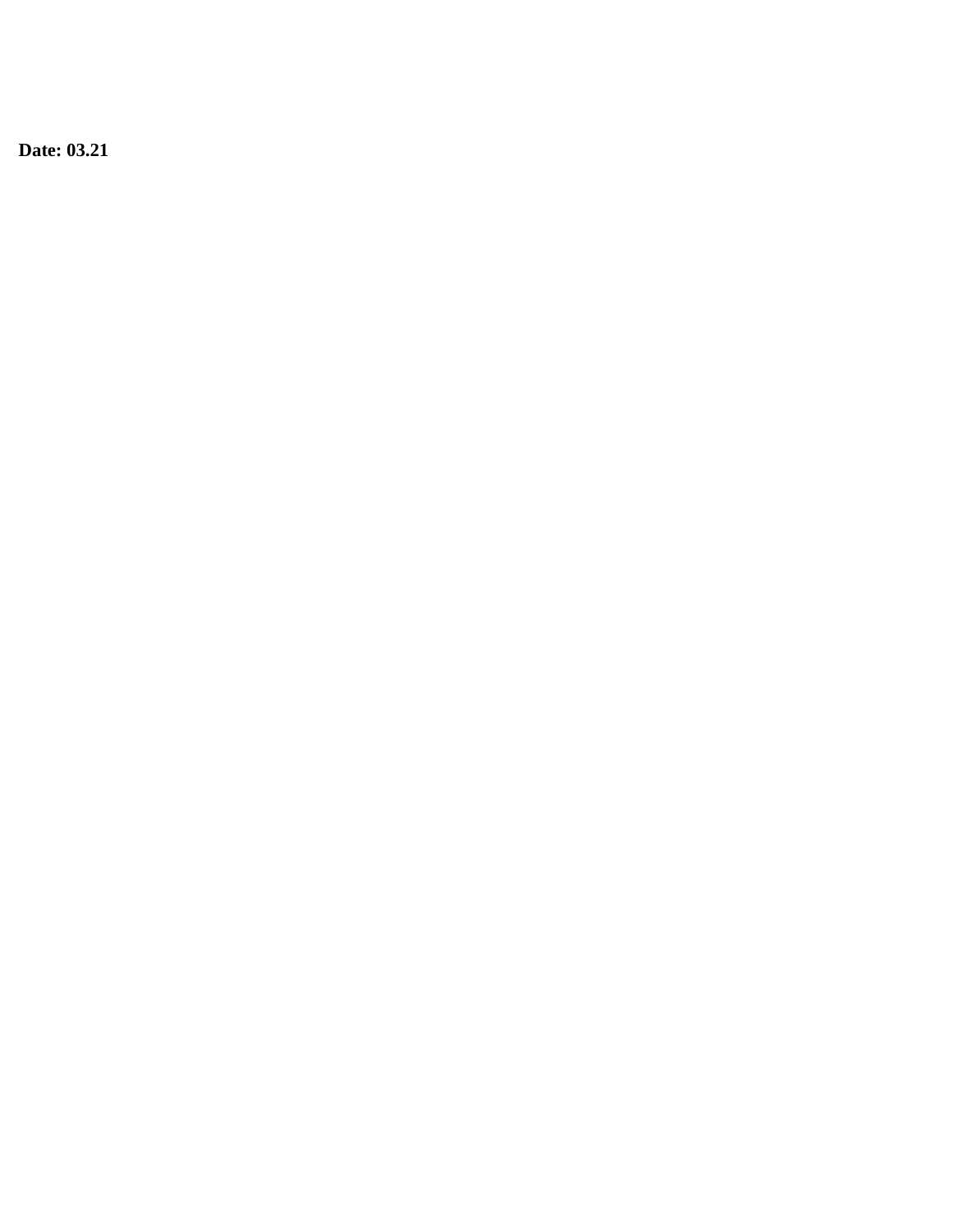**Date: 03.21**